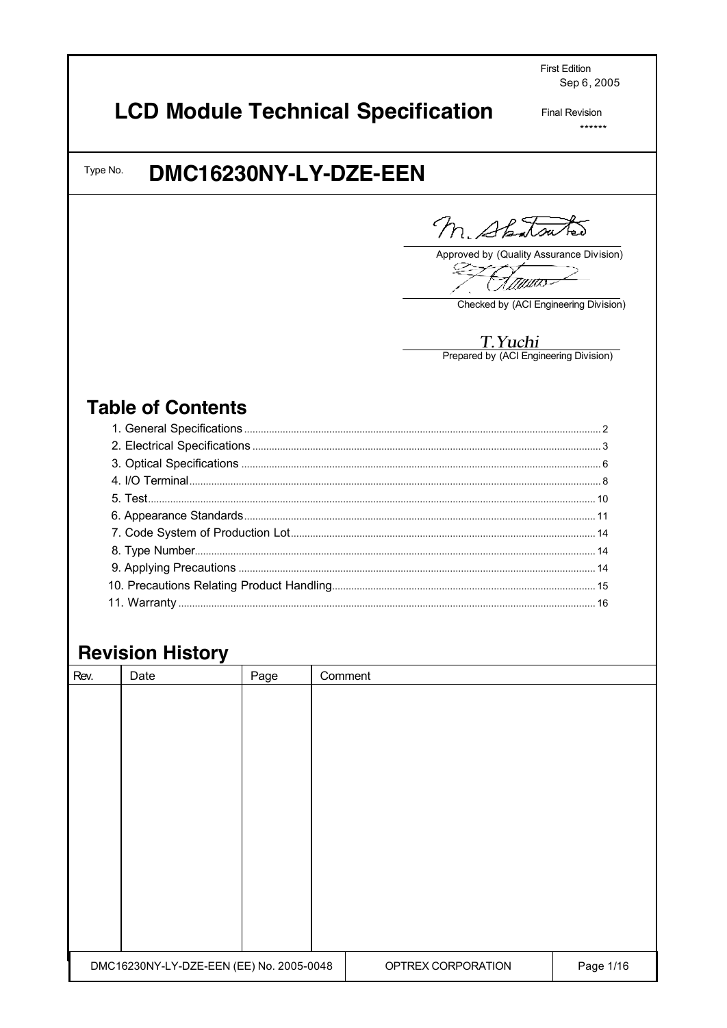First Edition
Sep 6, 2005

# LCD Module Technical Specification

Final Revision
******

Type No. **DMC16230NY-LY-DZE-EEN**

Approved by (Quality Assurance Division)

Checked by (ACI Engineering Division)

*T.Yuchi*
Prepared by (ACI Engineering Division)

## Table of Contents

1. General Specifications ........ 2
2. Electrical Specifications ........ 3
3. Optical Specifications ........ 6
4. I/O Terminal ........ 8
5. Test ........ 10
6. Appearance Standards ........ 11
7. Code System of Production Lot ........ 14
8. Type Number ........ 14
9. Applying Precautions ........ 14
10. Precautions Relating Product Handling ........ 15
11. Warranty ........ 16

## Revision History

| Rev. | Date | Page | Comment |
|---|---|---|---|
| | | | |

DMC16230NY-LY-DZE-EEN (EE) No. 2005-0048 | OPTREX CORPORATION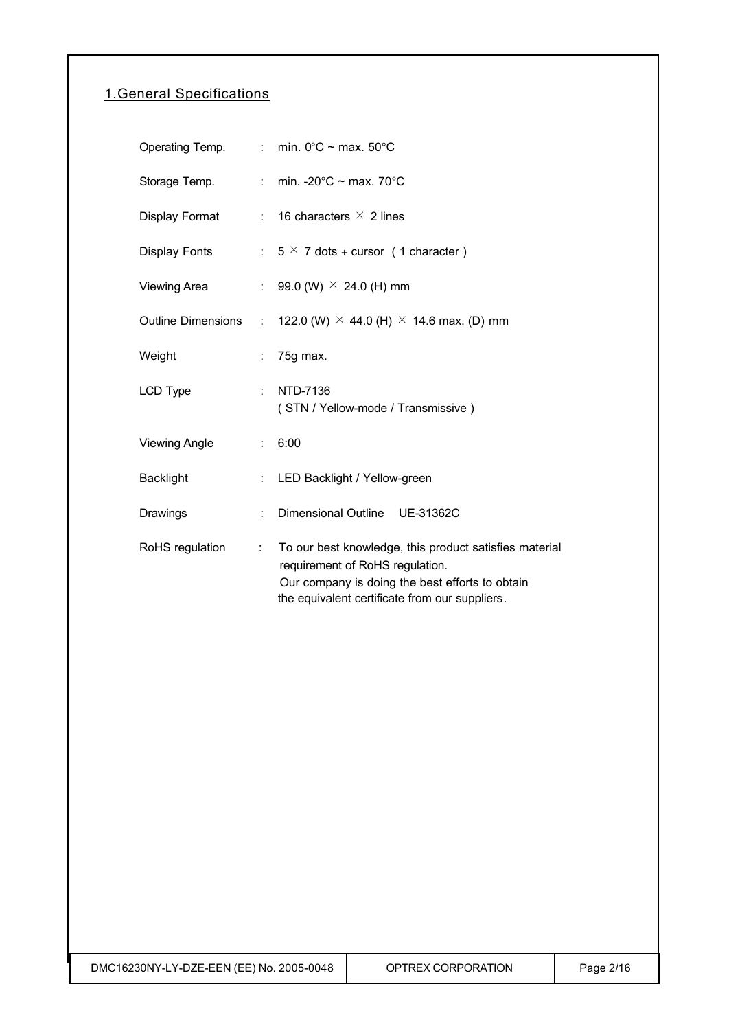## 1.General Specifications

| | | |
|---|---|---|
| Operating Temp. | : | min. 0°C ~ max. 50°C |
| Storage Temp. | : | min. -20°C ~ max. 70°C |
| Display Format | : | 16 characters × 2 lines |
| Display Fonts | : | 5 × 7 dots + cursor ( 1 character ) |
| Viewing Area | : | 99.0 (W) × 24.0 (H) mm |
| Outline Dimensions | : | 122.0 (W) × 44.0 (H) × 14.6 max. (D) mm |
| Weight | : | 75g max. |
| LCD Type | : | NTD-7136<br>( STN / Yellow-mode / Transmissive ) |
| Viewing Angle | : | 6:00 |
| Backlight | : | LED Backlight / Yellow-green |
| Drawings | : | Dimensional Outline UE-31362C |
| RoHS regulation | : | To our best knowledge, this product satisfies material requirement of RoHS regulation.<br>Our company is doing the best efforts to obtain the equivalent certificate from our suppliers. |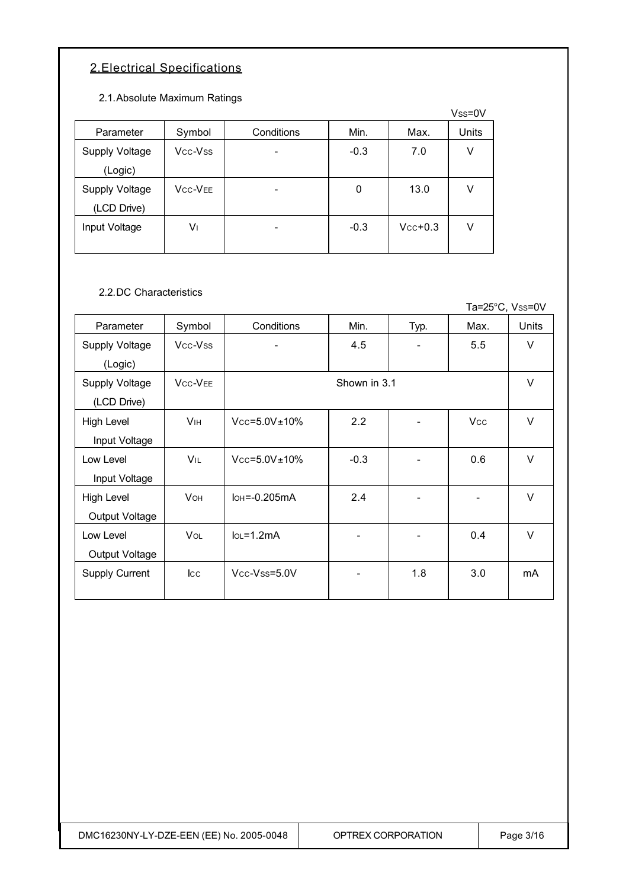## 2.Electrical Specifications

### 2.1.Absolute Maximum Ratings

$V_{SS}$=0V

| Parameter | Symbol | Conditions | Min. | Max. | Units |
|---|---|---|---|---|---|
| Supply Voltage (Logic) | $V_{CC}$-$V_{SS}$ | - | -0.3 | 7.0 | V |
| Supply Voltage (LCD Drive) | $V_{CC}$-$V_{EE}$ | - | 0 | 13.0 | V |
| Input Voltage | $V_I$ | - | -0.3 | $V_{CC}$+0.3 | V |

### 2.2.DC Characteristics

Ta=25°C, $V_{SS}$=0V

| Parameter | Symbol | Conditions | Min. | Typ. | Max. | Units |
|---|---|---|---|---|---|---|
| Supply Voltage (Logic) | $V_{CC}$-$V_{SS}$ | - | 4.5 | - | 5.5 | V |
| Supply Voltage (LCD Drive) | $V_{CC}$-$V_{EE}$ | Shown in 3.1 | | | | V |
| High Level Input Voltage | $V_{IH}$ | $V_{CC}$=5.0V±10% | 2.2 | - | $V_{CC}$ | V |
| Low Level Input Voltage | $V_{IL}$ | $V_{CC}$=5.0V±10% | -0.3 | - | 0.6 | V |
| High Level Output Voltage | $V_{OH}$ | $I_{OH}$=-0.205mA | 2.4 | - | - | V |
| Low Level Output Voltage | $V_{OL}$ | $I_{OL}$=1.2mA | - | - | 0.4 | V |
| Supply Current | $I_{CC}$ | $V_{CC}$-$V_{SS}$=5.0V | - | 1.8 | 3.0 | mA |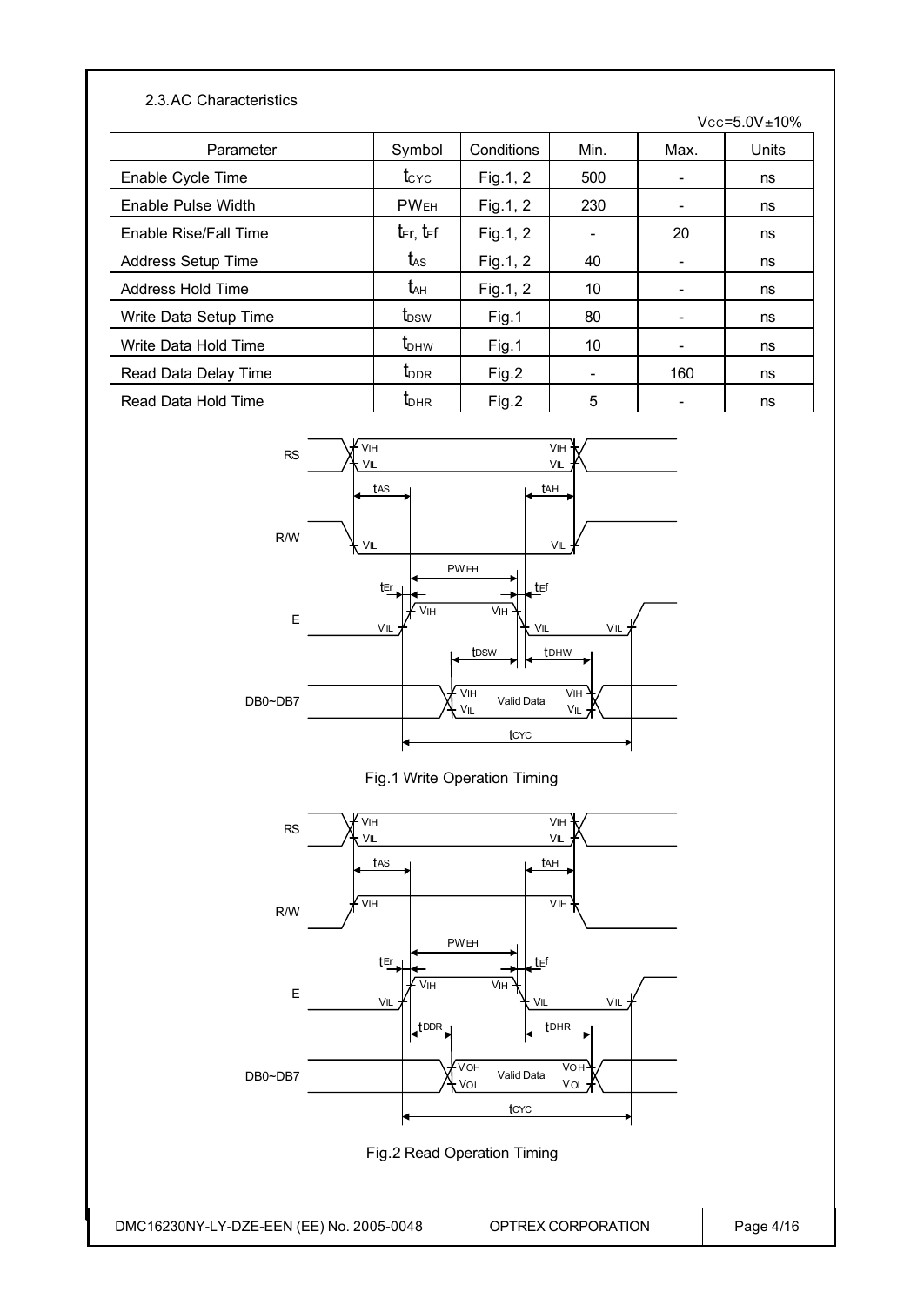### 2.3.AC Characteristics

$V_{CC}$=5.0V±10%

| Parameter | Symbol | Conditions | Min. | Max. | Units |
|---|---|---|---|---|---|
| Enable Cycle Time | $t_{CYC}$ | Fig.1, 2 | 500 | - | ns |
| Enable Pulse Width | $PW_{EH}$ | Fig.1, 2 | 230 | - | ns |
| Enable Rise/Fall Time | $t_{Er}$, $t_{Ef}$ | Fig.1, 2 | - | 20 | ns |
| Address Setup Time | $t_{AS}$ | Fig.1, 2 | 40 | - | ns |
| Address Hold Time | $t_{AH}$ | Fig.1, 2 | 10 | - | ns |
| Write Data Setup Time | $t_{DSW}$ | Fig.1 | 80 | - | ns |
| Write Data Hold Time | $t_{DHW}$ | Fig.1 | 10 | - | ns |
| Read Data Delay Time | $t_{DDR}$ | Fig.2 | - | 160 | ns |
| Read Data Hold Time | $t_{DHR}$ | Fig.2 | 5 | - | ns |

Fig.1 Write Operation Timing

Fig.2 Read Operation Timing

DMC16230NY-LY-DZE-EEN (EE) No. 2005-0048 | OPTREX CORPORATION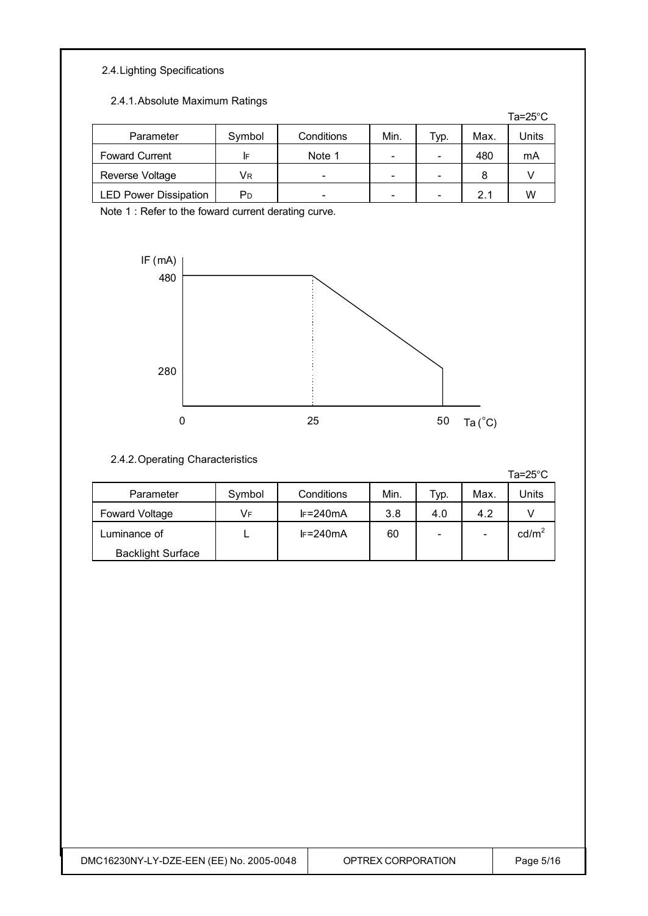## 2.4. Lighting Specifications

### 2.4.1. Absolute Maximum Ratings

Ta=25°C

| Parameter | Symbol | Conditions | Min. | Typ. | Max. | Units |
|---|---|---|---|---|---|---|
| Foward Current | $I_F$ | Note 1 | - | - | 480 | mA |
| Reverse Voltage | $V_R$ | - | - | - | 8 | V |
| LED Power Dissipation | $P_D$ | - | - | - | 2.1 | W |

Note 1 : Refer to the foward current derating curve.

IF (mA)
480
280
0 25 50 Ta (˚C)

### 2.4.2. Operating Characteristics

Ta=25°C

| Parameter | Symbol | Conditions | Min. | Typ. | Max. | Units |
|---|---|---|---|---|---|---|
| Foward Voltage | $V_F$ | $I_F$=240mA | 3.8 | 4.0 | 4.2 | V |
| Luminance of Backlight Surface | L | $I_F$=240mA | 60 | - | - | $cd/m^2$ |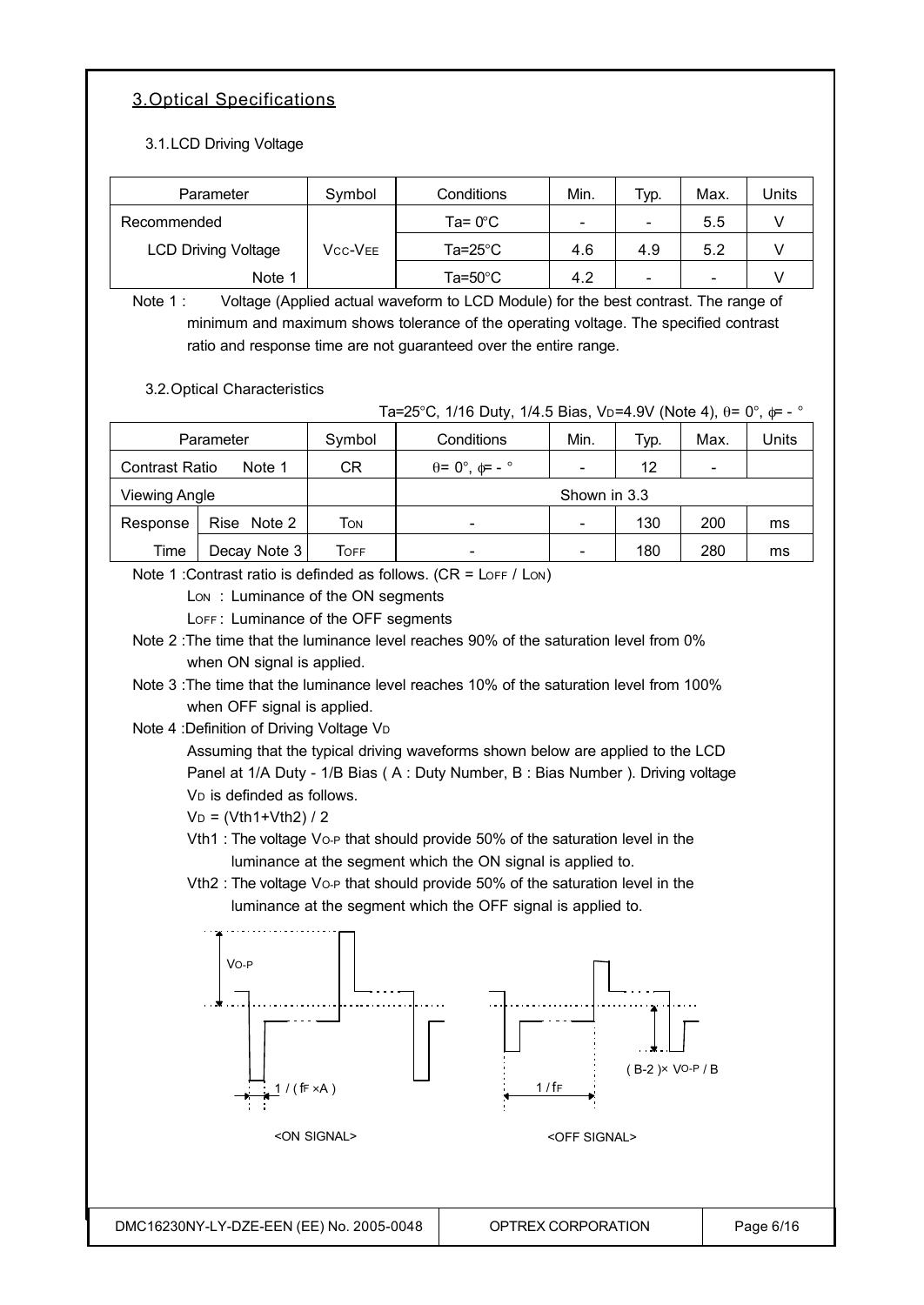## 3.Optical Specifications

### 3.1.LCD Driving Voltage

| Parameter | Symbol | Conditions | Min. | Typ. | Max. | Units |
|---|---|---|---|---|---|---|
| Recommended | | Ta= 0°C | - | - | 5.5 | V |
| LCD Driving Voltage | $V_{CC}$-$V_{EE}$ | Ta=25°C | 4.6 | 4.9 | 5.2 | V |
| Note 1 | | Ta=50°C | 4.2 | - | - | V |

Note 1 : Voltage (Applied actual waveform to LCD Module) for the best contrast. The range of minimum and maximum shows tolerance of the operating voltage. The specified contrast ratio and response time are not guaranteed over the entire range.

### 3.2.Optical Characteristics

Ta=25°C, 1/16 Duty, 1/4.5 Bias, $V_D$=4.9V (Note 4), θ= 0°, φ= - °

| Parameter | | Symbol | Conditions | Min. | Typ. | Max. | Units |
|---|---|---|---|---|---|---|---|
| Contrast Ratio | Note 1 | CR | θ= 0°, φ= - ° | - | 12 | - | |
| Viewing Angle | | | Shown in 3.3 | | | | |
| Response | Rise Note 2 | $T_{ON}$ | - | - | 130 | 200 | ms |
| Time | Decay Note 3 | $T_{OFF}$ | - | - | 180 | 280 | ms |

Note 1 :Contrast ratio is definded as follows. (CR = $L_{OFF}$ / $L_{ON}$)

$L_{ON}$ : Luminance of the ON segments

$L_{OFF}$ : Luminance of the OFF segments

Note 2 :The time that the luminance level reaches 90% of the saturation level from 0% when ON signal is applied.

Note 3 :The time that the luminance level reaches 10% of the saturation level from 100% when OFF signal is applied.

Note 4 :Definition of Driving Voltage $V_D$

Assuming that the typical driving waveforms shown below are applied to the LCD Panel at 1/A Duty - 1/B Bias ( A : Duty Number, B : Bias Number ). Driving voltage $V_D$ is definded as follows.

$V_D$ = (Vth1+Vth2) / 2

Vth1 : The voltage $V_{O-P}$ that should provide 50% of the saturation level in the luminance at the segment which the ON signal is applied to.

Vth2 : The voltage $V_{O-P}$ that should provide 50% of the saturation level in the luminance at the segment which the OFF signal is applied to.

$V_{O-P}$

1 / ($f_F$ ×A )

<ON SIGNAL>

( B-2 )× $V_{O-P}$ / B

1 / $f_F$

<OFF SIGNAL>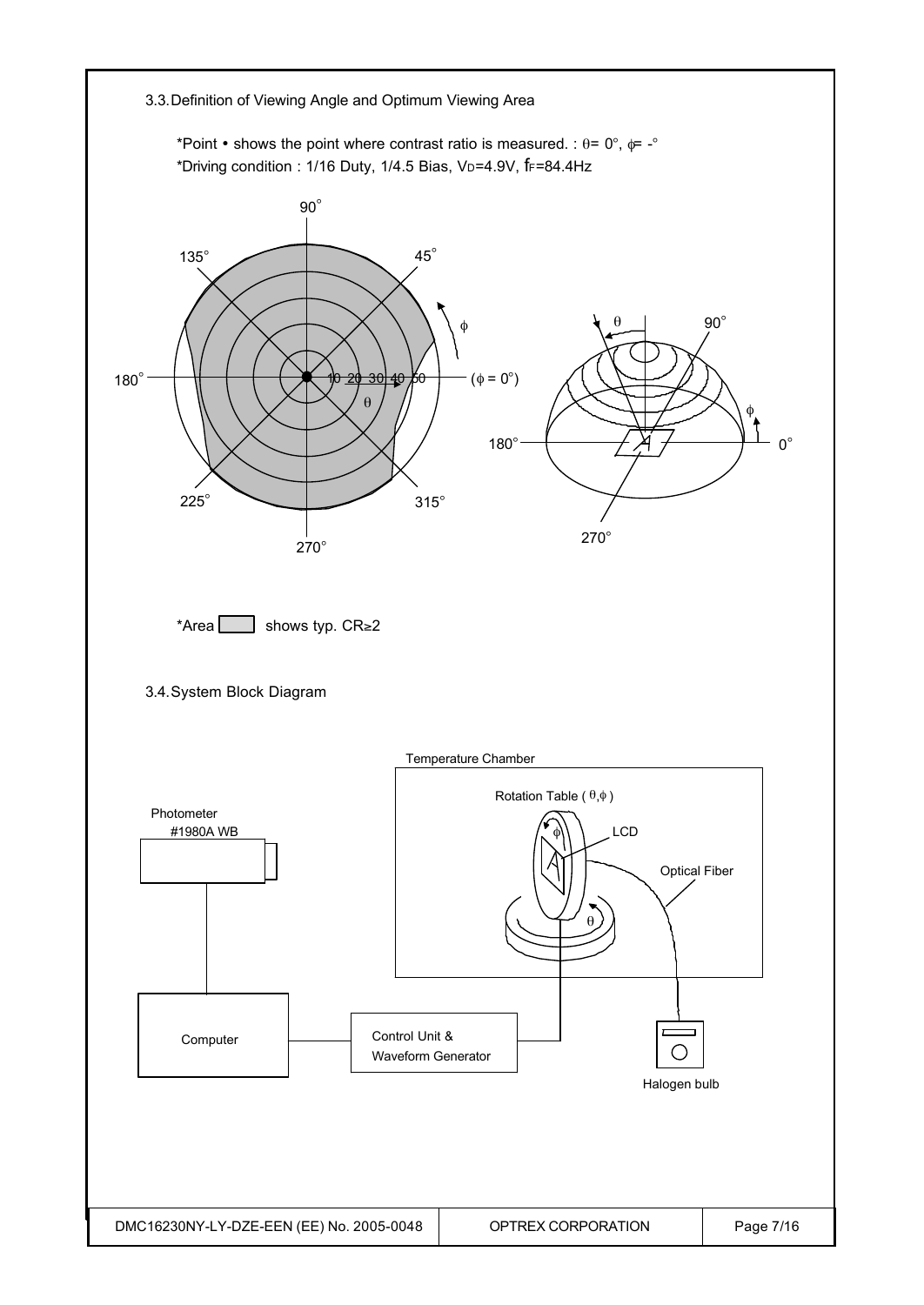## 3.3. Definition of Viewing Angle and Optimum Viewing Area

*Point • shows the point where contrast ratio is measured. : θ= 0°, ϕ= -°

*Driving condition : 1/16 Duty, 1/4.5 Bias, $V_D$=4.9V, $f_F$=84.4Hz

*Area ▭ shows typ. CR≥2

## 3.4. System Block Diagram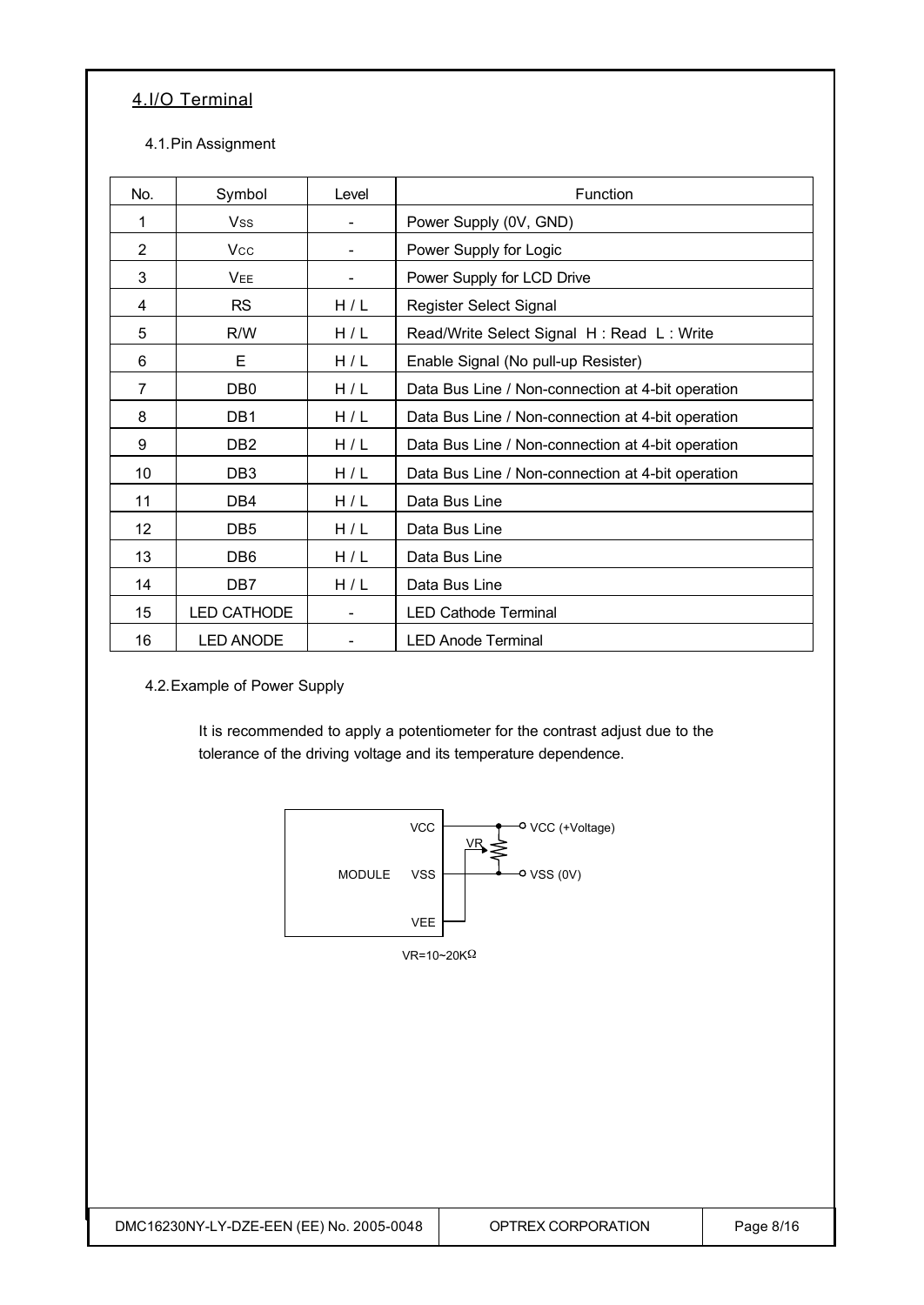## 4.I/O Terminal

### 4.1.Pin Assignment

| No. | Symbol | Level | Function |
|---|---|---|---|
| 1 | $V_{SS}$ | - | Power Supply (0V, GND) |
| 2 | $V_{CC}$ | - | Power Supply for Logic |
| 3 | $V_{EE}$ | - | Power Supply for LCD Drive |
| 4 | RS | H / L | Register Select Signal |
| 5 | R/W | H / L | Read/Write Select Signal H : Read L : Write |
| 6 | E | H / L | Enable Signal (No pull-up Resister) |
| 7 | DB0 | H / L | Data Bus Line / Non-connection at 4-bit operation |
| 8 | DB1 | H / L | Data Bus Line / Non-connection at 4-bit operation |
| 9 | DB2 | H / L | Data Bus Line / Non-connection at 4-bit operation |
| 10 | DB3 | H / L | Data Bus Line / Non-connection at 4-bit operation |
| 11 | DB4 | H / L | Data Bus Line |
| 12 | DB5 | H / L | Data Bus Line |
| 13 | DB6 | H / L | Data Bus Line |
| 14 | DB7 | H / L | Data Bus Line |
| 15 | LED CATHODE | - | LED Cathode Terminal |
| 16 | LED ANODE | - | LED Anode Terminal |

### 4.2.Example of Power Supply

It is recommended to apply a potentiometer for the contrast adjust due to the tolerance of the driving voltage and its temperature dependence.

MODULE VCC VSS VEE — VR — VCC (+Voltage) VSS (0V)

VR=10~20KΩ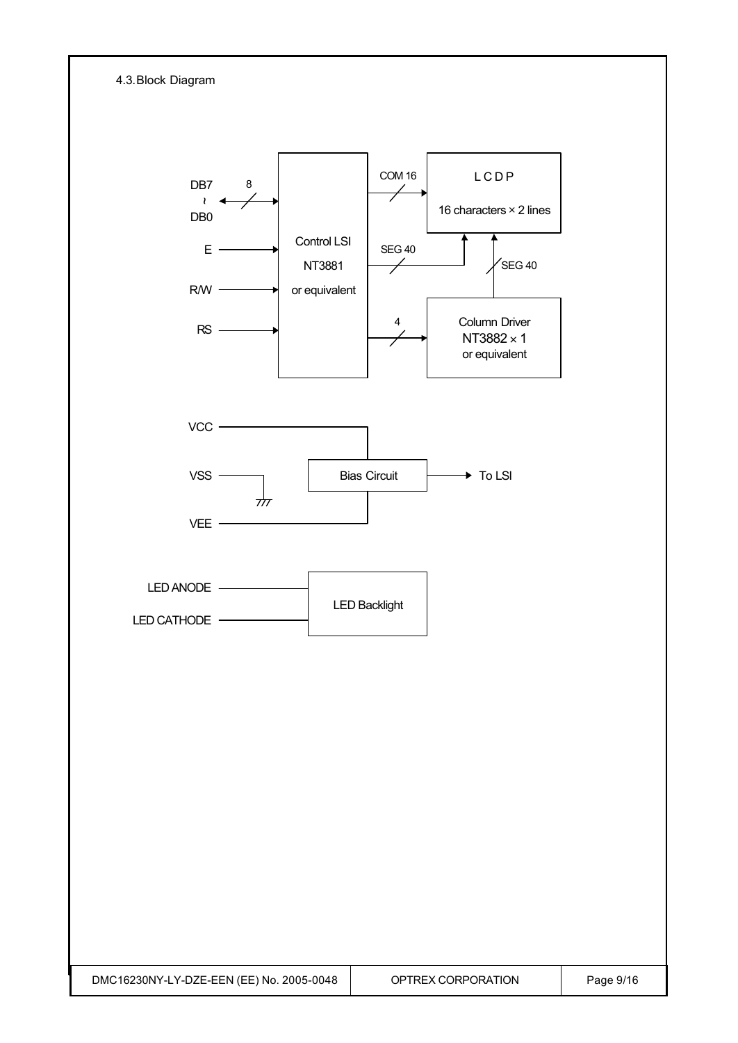### 4.3. Block Diagram

DB7 ~ DB0 — 8 — Control LSI NT3881 or equivalent

E

R/W

RS

COM 16

LCDP

16 characters × 2 lines

SEG 40

SEG 40

4

Column Driver NT3882 × 1 or equivalent

VCC

VSS

VEE

Bias Circuit

To LSI

LED ANODE

LED CATHODE

LED Backlight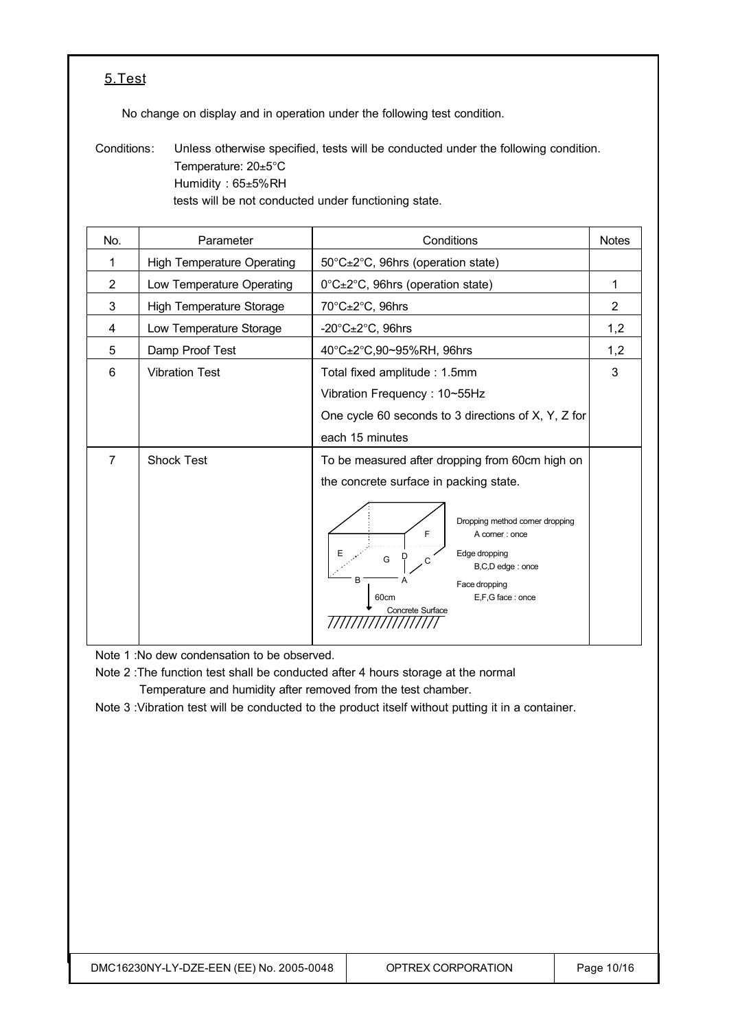## 5.Test

No change on display and in operation under the following test condition.

Conditions: Unless otherwise specified, tests will be conducted under the following condition.
Temperature: 20±5°C
Humidity : 65±5%RH
tests will be not conducted under functioning state.

| No. | Parameter | Conditions | Notes |
|---|---|---|---|
| 1 | High Temperature Operating | 50°C±2°C, 96hrs (operation state) | |
| 2 | Low Temperature Operating | 0°C±2°C, 96hrs (operation state) | 1 |
| 3 | High Temperature Storage | 70°C±2°C, 96hrs | 2 |
| 4 | Low Temperature Storage | -20°C±2°C, 96hrs | 1,2 |
| 5 | Damp Proof Test | 40°C±2°C,90~95%RH, 96hrs | 1,2 |
| 6 | Vibration Test | Total fixed amplitude : 1.5mm<br>Vibration Frequency : 10~55Hz<br>One cycle 60 seconds to 3 directions of X, Y, Z for each 15 minutes | 3 |
| 7 | Shock Test | To be measured after dropping from 60cm high on the concrete surface in packing state.<br>Dropping method corner dropping<br>A corner : once<br>Edge dropping<br>B,C,D edge : once<br>Face dropping<br>E,F,G face : once<br>60cm<br>Concrete Surface | |

Note 1 :No dew condensation to be observed.

Note 2 :The function test shall be conducted after 4 hours storage at the normal Temperature and humidity after removed from the test chamber.

Note 3 :Vibration test will be conducted to the product itself without putting it in a container.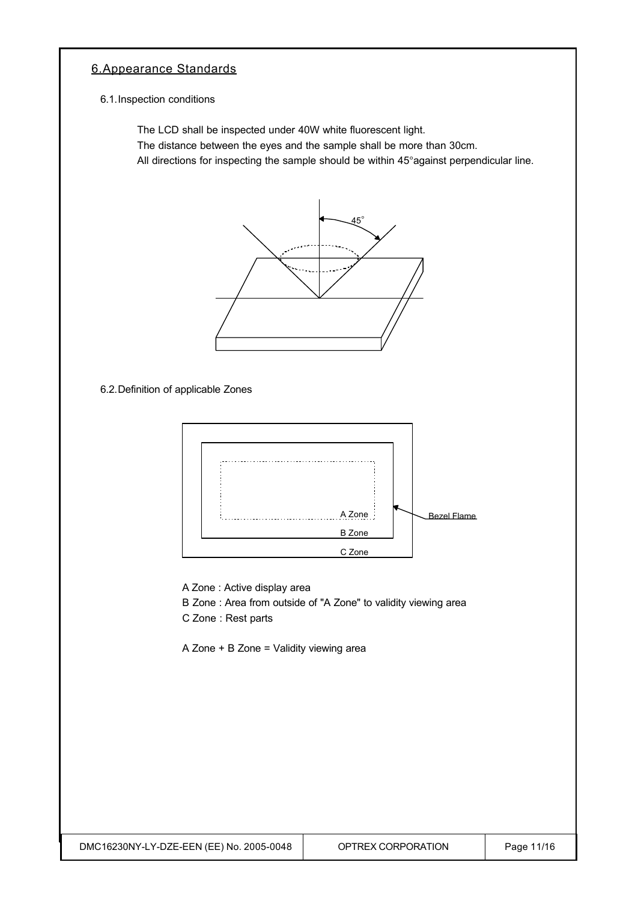## 6. Appearance Standards

### 6.1. Inspection conditions

The LCD shall be inspected under 40W white fluorescent light.
The distance between the eyes and the sample shall be more than 30cm.
All directions for inspecting the sample should be within 45°against perpendicular line.

45°

### 6.2. Definition of applicable Zones

A Zone

B Zone

C Zone

Bezel Flame

A Zone : Active display area
B Zone : Area from outside of "A Zone" to validity viewing area
C Zone : Rest parts

A Zone + B Zone = Validity viewing area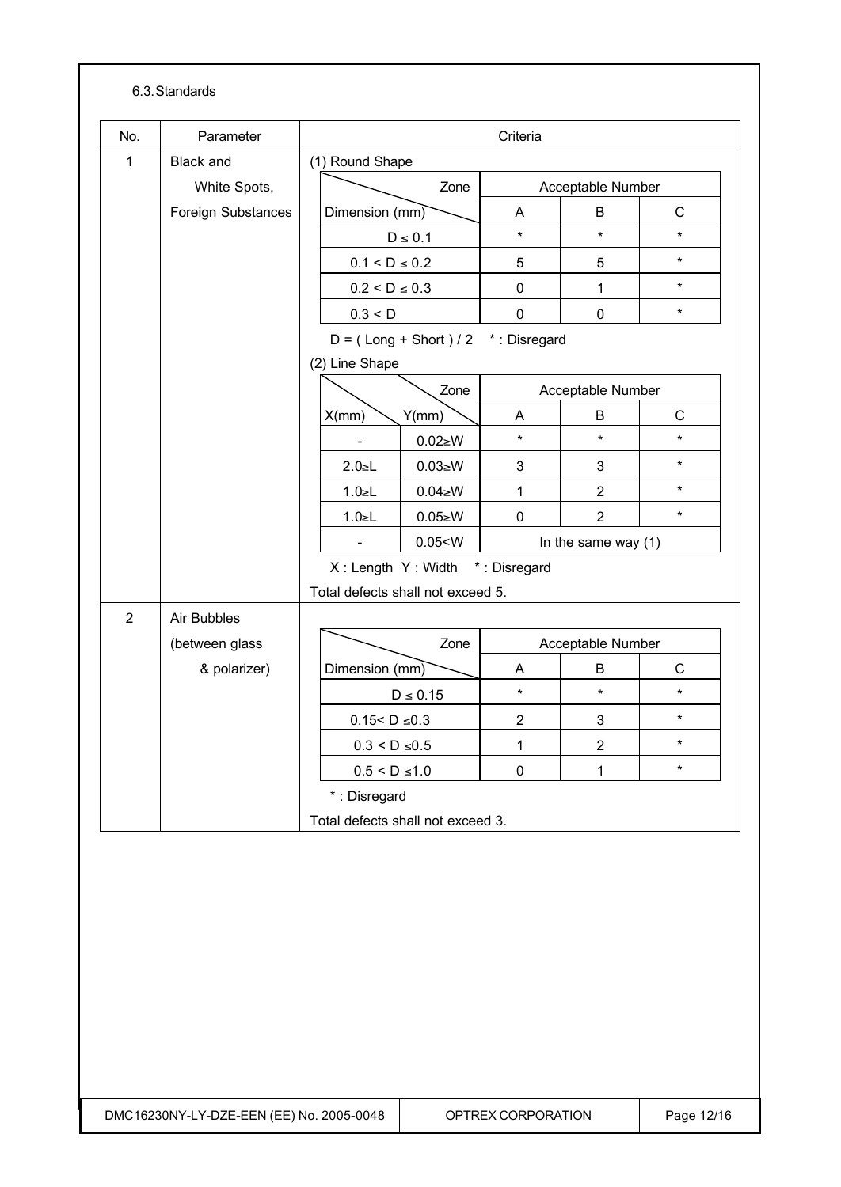6.3. Standards

| No. | Parameter | Criteria |
|---|---|---|
| 1 | Black and White Spots, Foreign Substances | (1) Round Shape (see table 1-1) |
| 2 | Air Bubbles (between glass & polarizer) | (see table 2) |

**No. 1 Black and White Spots, Foreign Substances**

(1) Round Shape

| Dimension (mm) \ Zone | Acceptable Number A | Acceptable Number B | Acceptable Number C |
|---|---|---|---|
| D ≤ 0.1 | * | * | * |
| 0.1 < D ≤ 0.2 | 5 | 5 | * |
| 0.2 < D ≤ 0.3 | 0 | 1 | * |
| 0.3 < D | 0 | 0 | * |

D = ( Long + Short ) / 2 &nbsp;&nbsp; * : Disregard

(2) Line Shape

| X(mm) | Y(mm) | Acceptable Number A | Acceptable Number B | Acceptable Number C |
|---|---|---|---|---|
| - | 0.02≥W | * | * | * |
| 2.0≥L | 0.03≥W | 3 | 3 | * |
| 1.0≥L | 0.04≥W | 1 | 2 | * |
| 1.0≥L | 0.05≥W | 0 | 2 | * |
| - | 0.05<W | In the same way (1) | | |

X : Length &nbsp; Y : Width &nbsp;&nbsp; * : Disregard

Total defects shall not exceed 5.

**No. 2 Air Bubbles (between glass & polarizer)**

| Dimension (mm) \ Zone | Acceptable Number A | Acceptable Number B | Acceptable Number C |
|---|---|---|---|
| D ≤ 0.15 | * | * | * |
| 0.15< D ≤0.3 | 2 | 3 | * |
| 0.3 < D ≤0.5 | 1 | 2 | * |
| 0.5 < D ≤1.0 | 0 | 1 | * |

* : Disregard

Total defects shall not exceed 3.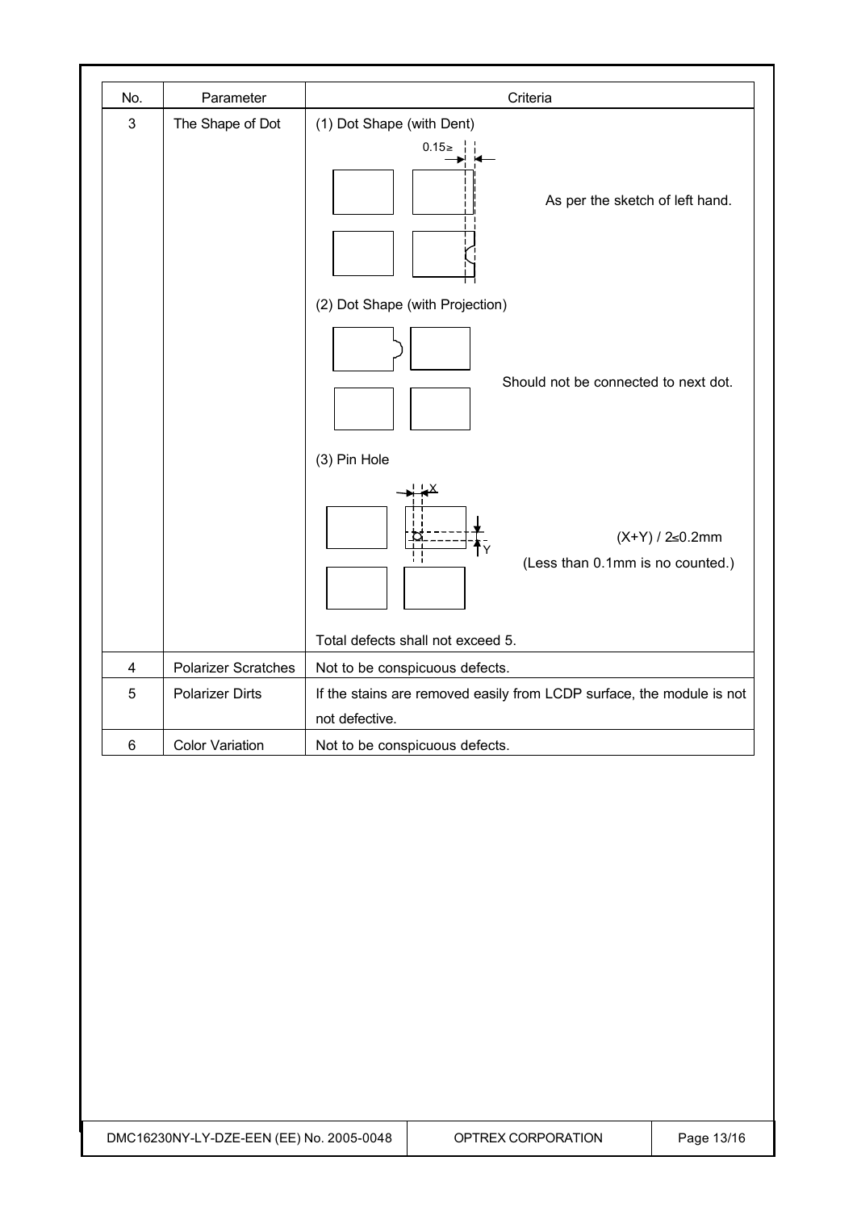| No. | Parameter | Criteria |
| --- | --- | --- |
| 3 | The Shape of Dot | (1) Dot Shape (with Dent)<br>0.15≥<br>As per the sketch of left hand.<br><br>(2) Dot Shape (with Projection)<br>Should not be connected to next dot.<br><br>(3) Pin Hole<br>X<br>Y<br>$(X+Y) / 2 \leq 0.2mm$<br>(Less than 0.1mm is no counted.)<br><br>Total defects shall not exceed 5. |
| 4 | Polarizer Scratches | Not to be conspicuous defects. |
| 5 | Polarizer Dirts | If the stains are removed easily from LCDP surface, the module is not defective. |
| 6 | Color Variation | Not to be conspicuous defects. |

DMC16230NY-LY-DZE-EEN (EE) No. 2005-0048 | OPTREX CORPORATION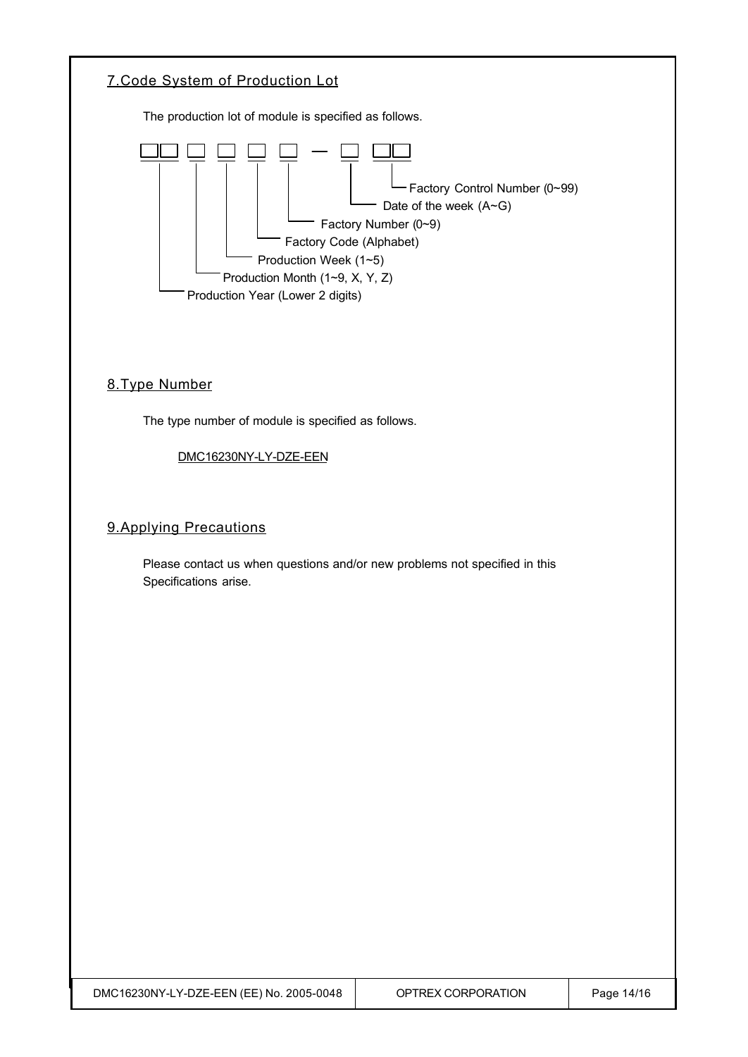## 7.Code System of Production Lot

The production lot of module is specified as follows.

```
□□ □ □ □ □ — □ □□
│  │ │ │ │   │  └ Factory Control Number (0~99)
│  │ │ │ │   └ Date of the week (A~G)
│  │ │ │ └ Factory Number (0~9)
│  │ │ └ Factory Code (Alphabet)
│  │ └ Production Week (1~5)
│  └ Production Month (1~9, X, Y, Z)
└ Production Year (Lower 2 digits)
```

## 8.Type Number

The type number of module is specified as follows.

DMC16230NY-LY-DZE-EEN

## 9.Applying Precautions

Please contact us when questions and/or new problems not specified in this Specifications arise.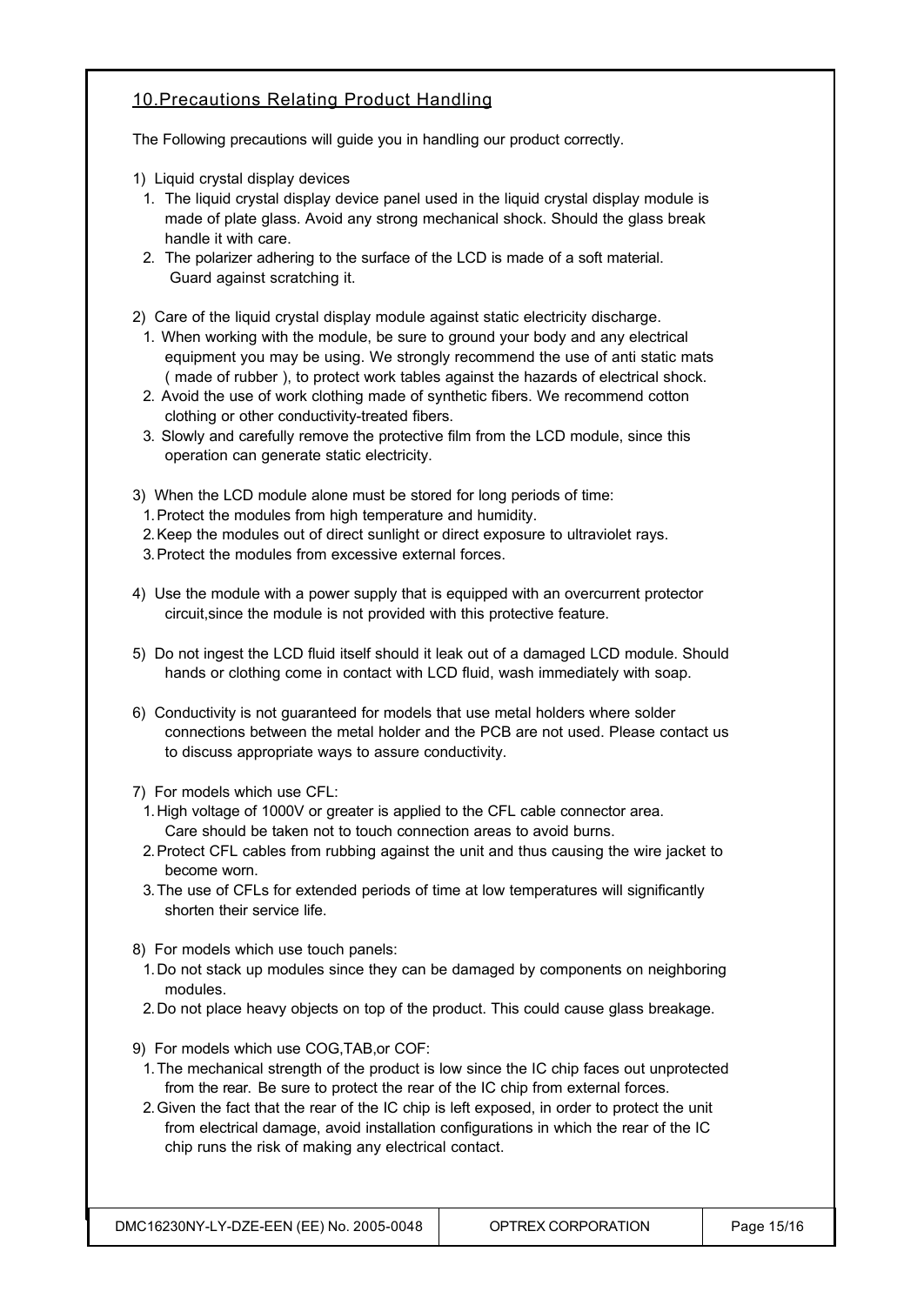## 10.Precautions Relating Product Handling

The Following precautions will guide you in handling our product correctly.

1) Liquid crystal display devices
   1. The liquid crystal display device panel used in the liquid crystal display module is made of plate glass. Avoid any strong mechanical shock. Should the glass break handle it with care.
   2. The polarizer adhering to the surface of the LCD is made of a soft material. Guard against scratching it.

2) Care of the liquid crystal display module against static electricity discharge.
   1. When working with the module, be sure to ground your body and any electrical equipment you may be using. We strongly recommend the use of anti static mats ( made of rubber ), to protect work tables against the hazards of electrical shock.
   2. Avoid the use of work clothing made of synthetic fibers. We recommend cotton clothing or other conductivity-treated fibers.
   3. Slowly and carefully remove the protective film from the LCD module, since this operation can generate static electricity.

3) When the LCD module alone must be stored for long periods of time:
   1. Protect the modules from high temperature and humidity.
   2. Keep the modules out of direct sunlight or direct exposure to ultraviolet rays.
   3. Protect the modules from excessive external forces.

4) Use the module with a power supply that is equipped with an overcurrent protector circuit,since the module is not provided with this protective feature.

5) Do not ingest the LCD fluid itself should it leak out of a damaged LCD module. Should hands or clothing come in contact with LCD fluid, wash immediately with soap.

6) Conductivity is not guaranteed for models that use metal holders where solder connections between the metal holder and the PCB are not used. Please contact us to discuss appropriate ways to assure conductivity.

7) For models which use CFL:
   1. High voltage of 1000V or greater is applied to the CFL cable connector area. Care should be taken not to touch connection areas to avoid burns.
   2. Protect CFL cables from rubbing against the unit and thus causing the wire jacket to become worn.
   3. The use of CFLs for extended periods of time at low temperatures will significantly shorten their service life.

8) For models which use touch panels:
   1. Do not stack up modules since they can be damaged by components on neighboring modules.
   2. Do not place heavy objects on top of the product. This could cause glass breakage.

9) For models which use COG,TAB,or COF:
   1. The mechanical strength of the product is low since the IC chip faces out unprotected from the rear. Be sure to protect the rear of the IC chip from external forces.
   2. Given the fact that the rear of the IC chip is left exposed, in order to protect the unit from electrical damage, avoid installation configurations in which the rear of the IC chip runs the risk of making any electrical contact.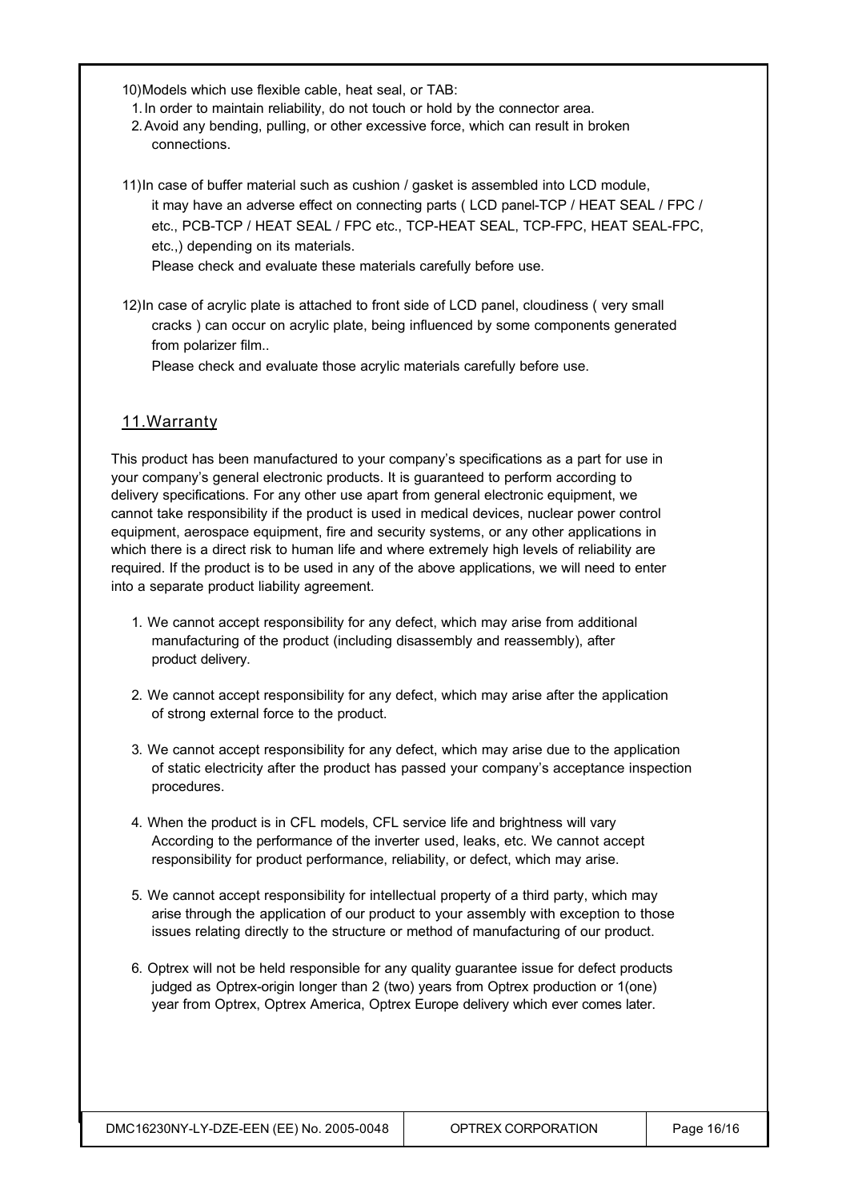10)Models which use flexible cable, heat seal, or TAB:

1. In order to maintain reliability, do not touch or hold by the connector area.
2. Avoid any bending, pulling, or other excessive force, which can result in broken connections.

11)In case of buffer material such as cushion / gasket is assembled into LCD module, it may have an adverse effect on connecting parts ( LCD panel-TCP / HEAT SEAL / FPC / etc., PCB-TCP / HEAT SEAL / FPC etc., TCP-HEAT SEAL, TCP-FPC, HEAT SEAL-FPC, etc.,) depending on its materials.
Please check and evaluate these materials carefully before use.

12)In case of acrylic plate is attached to front side of LCD panel, cloudiness ( very small cracks ) can occur on acrylic plate, being influenced by some components generated from polarizer film..
Please check and evaluate those acrylic materials carefully before use.

## 11.Warranty

This product has been manufactured to your company's specifications as a part for use in your company's general electronic products. It is guaranteed to perform according to delivery specifications. For any other use apart from general electronic equipment, we cannot take responsibility if the product is used in medical devices, nuclear power control equipment, aerospace equipment, fire and security systems, or any other applications in which there is a direct risk to human life and where extremely high levels of reliability are required. If the product is to be used in any of the above applications, we will need to enter into a separate product liability agreement.

1. We cannot accept responsibility for any defect, which may arise from additional manufacturing of the product (including disassembly and reassembly), after product delivery.

2. We cannot accept responsibility for any defect, which may arise after the application of strong external force to the product.

3. We cannot accept responsibility for any defect, which may arise due to the application of static electricity after the product has passed your company's acceptance inspection procedures.

4. When the product is in CFL models, CFL service life and brightness will vary According to the performance of the inverter used, leaks, etc. We cannot accept responsibility for product performance, reliability, or defect, which may arise.

5. We cannot accept responsibility for intellectual property of a third party, which may arise through the application of our product to your assembly with exception to those issues relating directly to the structure or method of manufacturing of our product.

6. Optrex will not be held responsible for any quality guarantee issue for defect products judged as Optrex-origin longer than 2 (two) years from Optrex production or 1(one) year from Optrex, Optrex America, Optrex Europe delivery which ever comes later.